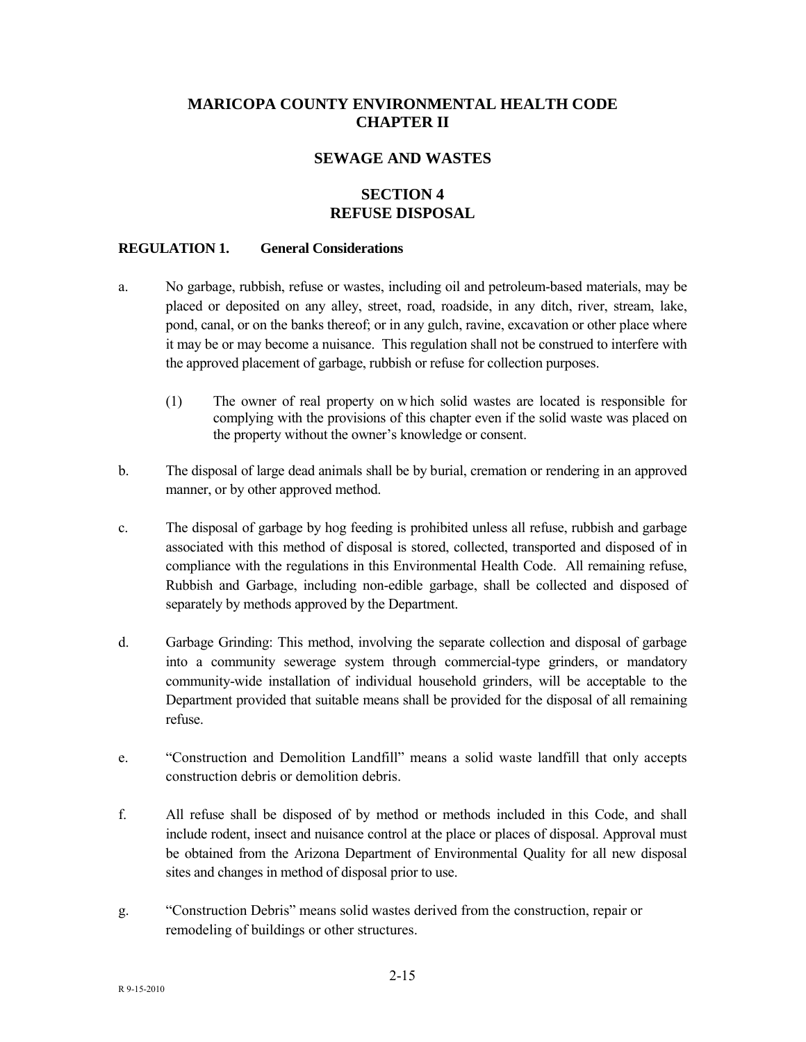# MARICOPA COUNTY ENVIRONMENTAL HEALTH CODE
# CHAPTER II

## SEWAGE AND WASTES

## SECTION 4
## REFUSE DISPOSAL

### REGULATION 1. General Considerations

a. No garbage, rubbish, refuse or wastes, including oil and petroleum-based materials, may be placed or deposited on any alley, street, road, roadside, in any ditch, river, stream, lake, pond, canal, or on the banks thereof; or in any gulch, ravine, excavation or other place where it may be or may become a nuisance. This regulation shall not be construed to interfere with the approved placement of garbage, rubbish or refuse for collection purposes.

   (1) The owner of real property on which solid wastes are located is responsible for complying with the provisions of this chapter even if the solid waste was placed on the property without the owner's knowledge or consent.

b. The disposal of large dead animals shall be by burial, cremation or rendering in an approved manner, or by other approved method.

c. The disposal of garbage by hog feeding is prohibited unless all refuse, rubbish and garbage associated with this method of disposal is stored, collected, transported and disposed of in compliance with the regulations in this Environmental Health Code. All remaining refuse, Rubbish and Garbage, including non-edible garbage, shall be collected and disposed of separately by methods approved by the Department.

d. Garbage Grinding: This method, involving the separate collection and disposal of garbage into a community sewerage system through commercial-type grinders, or mandatory community-wide installation of individual household grinders, will be acceptable to the Department provided that suitable means shall be provided for the disposal of all remaining refuse.

e. "Construction and Demolition Landfill" means a solid waste landfill that only accepts construction debris or demolition debris.

f. All refuse shall be disposed of by method or methods included in this Code, and shall include rodent, insect and nuisance control at the place or places of disposal. Approval must be obtained from the Arizona Department of Environmental Quality for all new disposal sites and changes in method of disposal prior to use.

g. "Construction Debris" means solid wastes derived from the construction, repair or remodeling of buildings or other structures.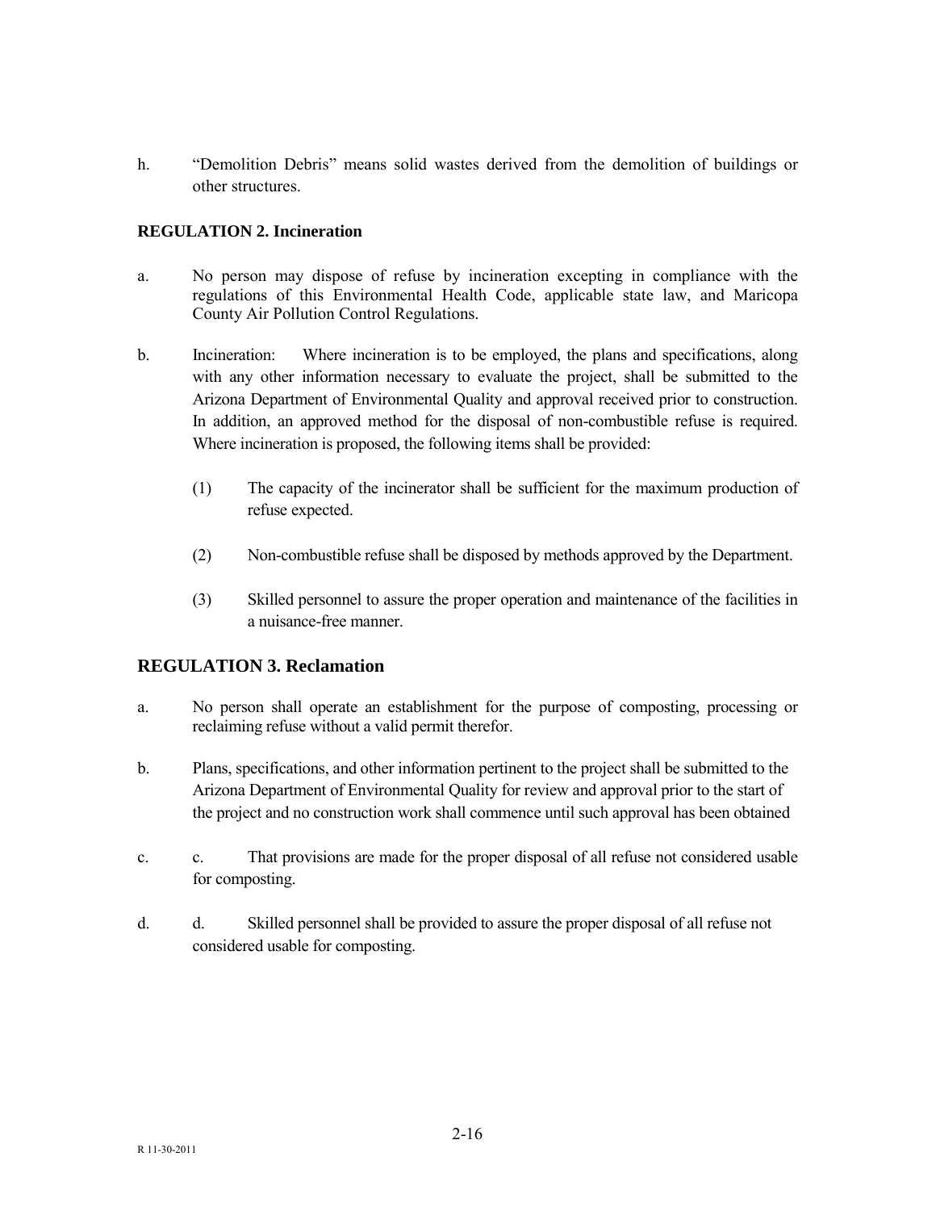h. "Demolition Debris" means solid wastes derived from the demolition of buildings or other structures.

**REGULATION 2. Incineration**

a. No person may dispose of refuse by incineration excepting in compliance with the regulations of this Environmental Health Code, applicable state law, and Maricopa County Air Pollution Control Regulations.

b. Incineration: Where incineration is to be employed, the plans and specifications, along with any other information necessary to evaluate the project, shall be submitted to the Arizona Department of Environmental Quality and approval received prior to construction. In addition, an approved method for the disposal of non-combustible refuse is required. Where incineration is proposed, the following items shall be provided:

   (1) The capacity of the incinerator shall be sufficient for the maximum production of refuse expected.

   (2) Non-combustible refuse shall be disposed by methods approved by the Department.

   (3) Skilled personnel to assure the proper operation and maintenance of the facilities in a nuisance-free manner.

## REGULATION 3. Reclamation

a. No person shall operate an establishment for the purpose of composting, processing or reclaiming refuse without a valid permit therefor.

b. Plans, specifications, and other information pertinent to the project shall be submitted to the Arizona Department of Environmental Quality for review and approval prior to the start of the project and no construction work shall commence until such approval has been obtained

c. c. That provisions are made for the proper disposal of all refuse not considered usable for composting.

d. d. Skilled personnel shall be provided to assure the proper disposal of all refuse not considered usable for composting.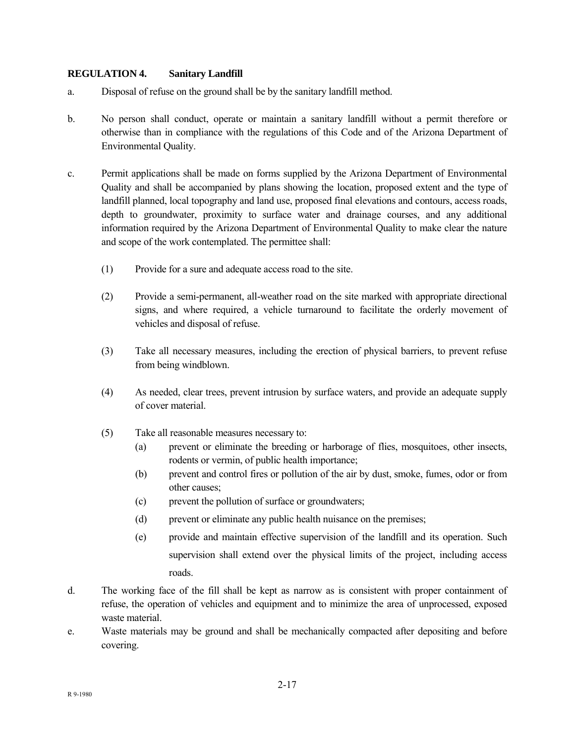**REGULATION 4. Sanitary Landfill**

a. Disposal of refuse on the ground shall be by the sanitary landfill method.

b. No person shall conduct, operate or maintain a sanitary landfill without a permit therefore or otherwise than in compliance with the regulations of this Code and of the Arizona Department of Environmental Quality.

c. Permit applications shall be made on forms supplied by the Arizona Department of Environmental Quality and shall be accompanied by plans showing the location, proposed extent and the type of landfill planned, local topography and land use, proposed final elevations and contours, access roads, depth to groundwater, proximity to surface water and drainage courses, and any additional information required by the Arizona Department of Environmental Quality to make clear the nature and scope of the work contemplated. The permittee shall:

   (1) Provide for a sure and adequate access road to the site.

   (2) Provide a semi-permanent, all-weather road on the site marked with appropriate directional signs, and where required, a vehicle turnaround to facilitate the orderly movement of vehicles and disposal of refuse.

   (3) Take all necessary measures, including the erection of physical barriers, to prevent refuse from being windblown.

   (4) As needed, clear trees, prevent intrusion by surface waters, and provide an adequate supply of cover material.

   (5) Take all reasonable measures necessary to:

      (a) prevent or eliminate the breeding or harborage of flies, mosquitoes, other insects, rodents or vermin, of public health importance;

      (b) prevent and control fires or pollution of the air by dust, smoke, fumes, odor or from other causes;

      (c) prevent the pollution of surface or groundwaters;

      (d) prevent or eliminate any public health nuisance on the premises;

      (e) provide and maintain effective supervision of the landfill and its operation. Such supervision shall extend over the physical limits of the project, including access roads.

d. The working face of the fill shall be kept as narrow as is consistent with proper containment of refuse, the operation of vehicles and equipment and to minimize the area of unprocessed, exposed waste material.

e. Waste materials may be ground and shall be mechanically compacted after depositing and before covering.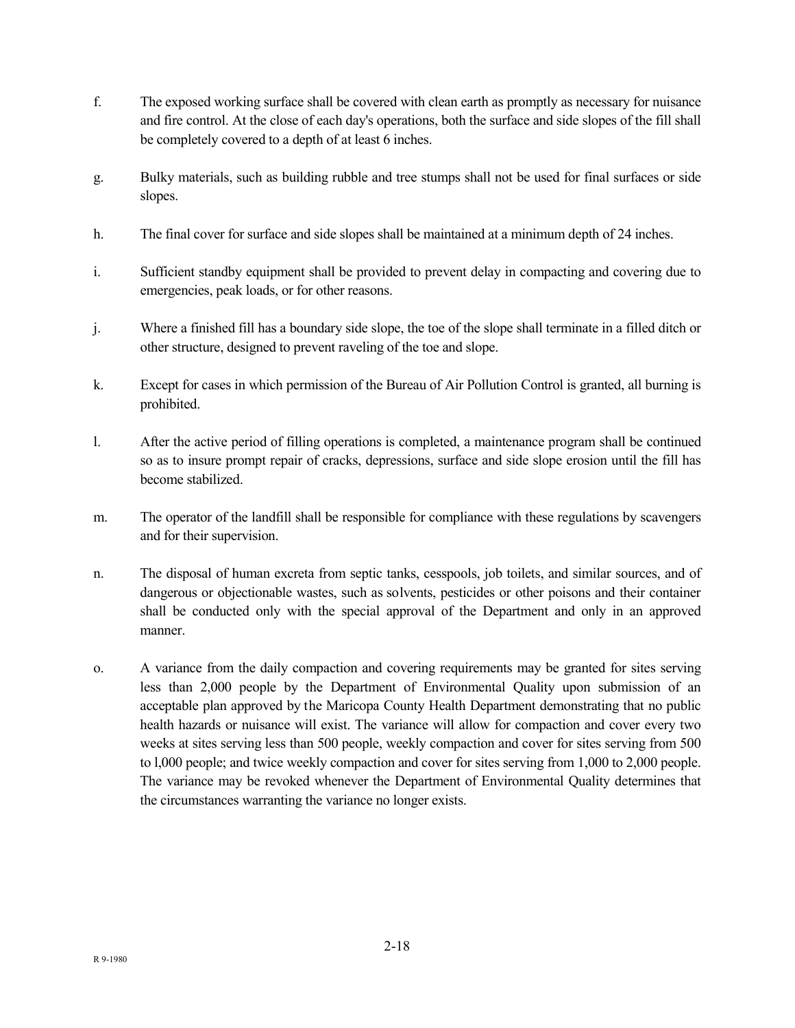f. The exposed working surface shall be covered with clean earth as promptly as necessary for nuisance and fire control. At the close of each day's operations, both the surface and side slopes of the fill shall be completely covered to a depth of at least 6 inches.

g. Bulky materials, such as building rubble and tree stumps shall not be used for final surfaces or side slopes.

h. The final cover for surface and side slopes shall be maintained at a minimum depth of 24 inches.

i. Sufficient standby equipment shall be provided to prevent delay in compacting and covering due to emergencies, peak loads, or for other reasons.

j. Where a finished fill has a boundary side slope, the toe of the slope shall terminate in a filled ditch or other structure, designed to prevent raveling of the toe and slope.

k. Except for cases in which permission of the Bureau of Air Pollution Control is granted, all burning is prohibited.

l. After the active period of filling operations is completed, a maintenance program shall be continued so as to insure prompt repair of cracks, depressions, surface and side slope erosion until the fill has become stabilized.

m. The operator of the landfill shall be responsible for compliance with these regulations by scavengers and for their supervision.

n. The disposal of human excreta from septic tanks, cesspools, job toilets, and similar sources, and of dangerous or objectionable wastes, such as solvents, pesticides or other poisons and their container shall be conducted only with the special approval of the Department and only in an approved manner.

o. A variance from the daily compaction and covering requirements may be granted for sites serving less than 2,000 people by the Department of Environmental Quality upon submission of an acceptable plan approved by the Maricopa County Health Department demonstrating that no public health hazards or nuisance will exist. The variance will allow for compaction and cover every two weeks at sites serving less than 500 people, weekly compaction and cover for sites serving from 500 to l,000 people; and twice weekly compaction and cover for sites serving from 1,000 to 2,000 people. The variance may be revoked whenever the Department of Environmental Quality determines that the circumstances warranting the variance no longer exists.